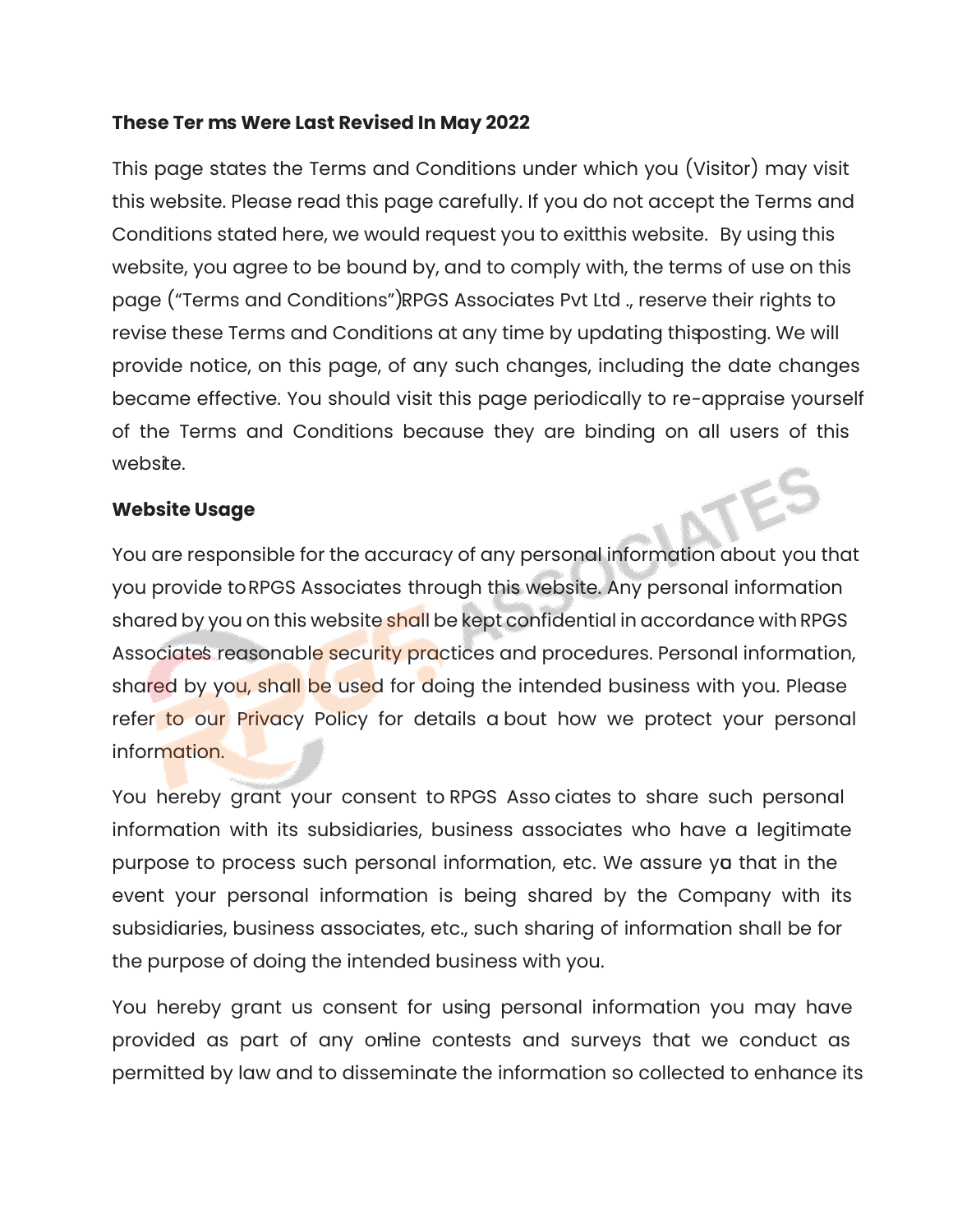**These Ter ms Were Last Revised In May 2022**

This page states the Terms and Conditions under which you (Visitor) may visit this website. Please read this page carefully. If you do not accept the Terms and Conditions stated here, we would request you to exitthis website. By using this website, you agree to be bound by, and to comply with, the terms of use on this page ("Terms and Conditions")RPGS Associates Pvt Ltd ., reserve their rights to revise these Terms and Conditions at any time by updating thisposting. We will provide notice, on this page, of any such changes, including the date changes became effective. You should visit this page periodically to re-appraise yourself of the Terms and Conditions because they are binding on all users of this website.

**Website Usage**

You are responsible for the accuracy of any personal information about you that you provide toRPGS Associates through this website. Any personal information shared by you on this website shall be kept confidential in accordance with RPGS Associates' reasonable security practices and procedures. Personal information, shared by you, shall be used for doing the intended business with you. Please refer to our Privacy Policy for details a bout how we protect your personal information.

You hereby grant your consent to RPGS Asso ciates to share such personal information with its subsidiaries, business associates who have a legitimate purpose to process such personal information, etc. We assure you that in the event your personal information is being shared by the Company with its subsidiaries, business associates, etc., such sharing of information shall be for the purpose of doing the intended business with you.

You hereby grant us consent for using personal information you may have provided as part of any on-line contests and surveys that we conduct as permitted by law and to disseminate the information so collected to enhance its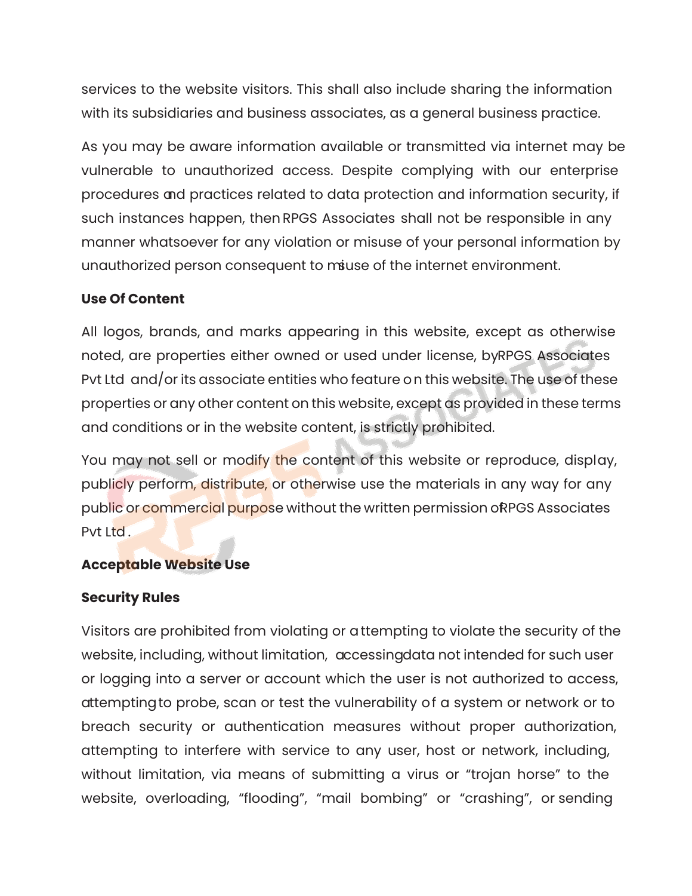services to the website visitors. This shall also include sharing the information with its subsidiaries and business associates, as a general business practice.

As you may be aware information available or transmitted via internet may be vulnerable to unauthorized access. Despite complying with our enterprise procedures and practices related to data protection and information security, if such instances happen, then RPGS Associates shall not be responsible in any manner whatsoever for any violation or misuse of your personal information by unauthorized person consequent to misuse of the internet environment.

**Use Of Content**

All logos, brands, and marks appearing in this website, except as otherwise noted, are properties either owned or used under license, by RPGS Associates Pvt Ltd and/or its associate entities who feature on this website. The use of these properties or any other content on this website, except as provided in these terms and conditions or in the website content, is strictly prohibited.

You may not sell or modify the content of this website or reproduce, display, publicly perform, distribute, or otherwise use the materials in any way for any public or commercial purpose without the written permission of RPGS Associates Pvt Ltd .

**Acceptable Website Use**

**Security Rules**

Visitors are prohibited from violating or attempting to violate the security of the website, including, without limitation, accessing data not intended for such user or logging into a server or account which the user is not authorized to access, attempting to probe, scan or test the vulnerability of a system or network or to breach security or authentication measures without proper authorization, attempting to interfere with service to any user, host or network, including, without limitation, via means of submitting a virus or “trojan horse” to the website, overloading, “flooding”, “mail bombing” or “crashing”, or sending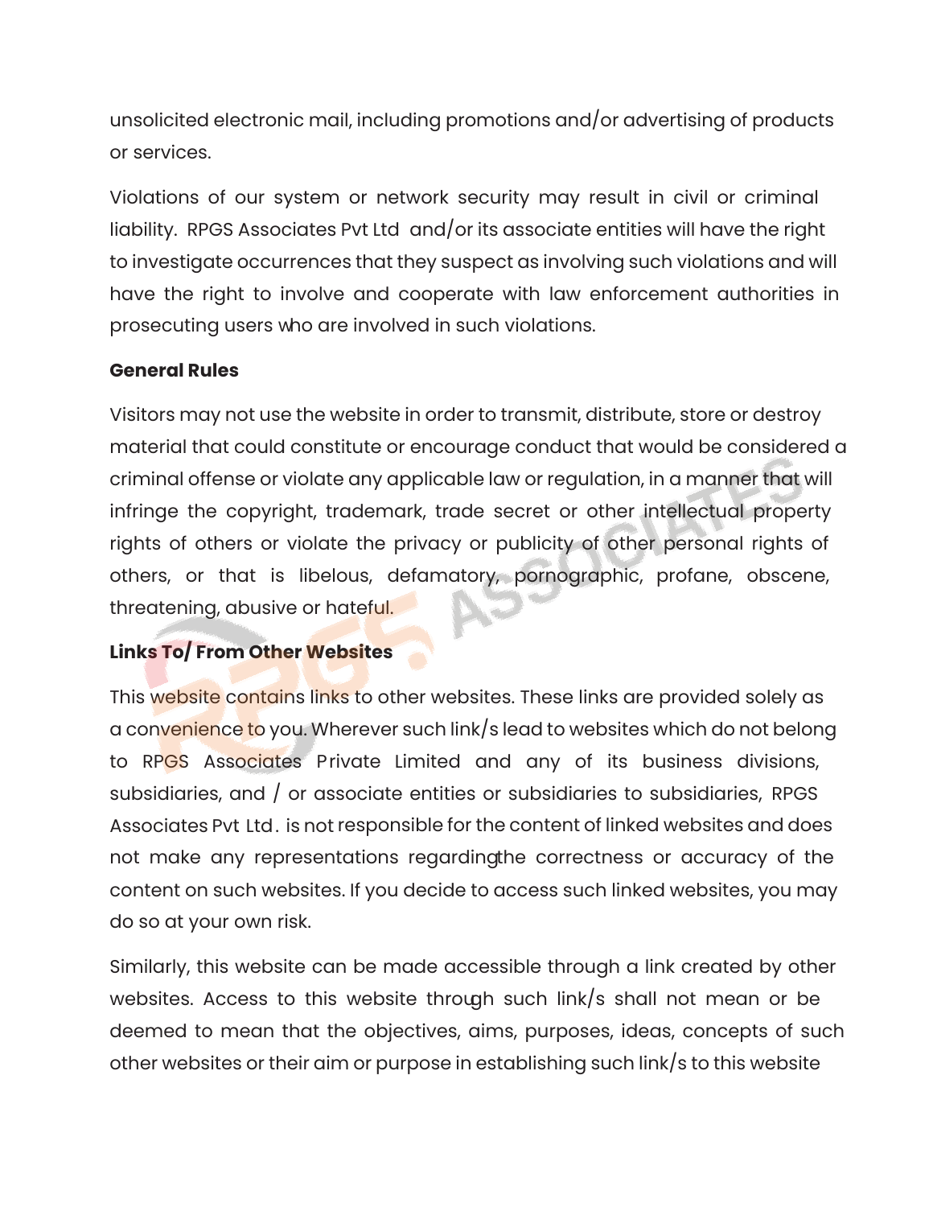unsolicited electronic mail, including promotions and/or advertising of products or services.

Violations of our system or network security may result in civil or criminal liability. RPGS Associates Pvt Ltd and/or its associate entities will have the right to investigate occurrences that they suspect as involving such violations and will have the right to involve and cooperate with law enforcement authorities in prosecuting users who are involved in such violations.

**General Rules**

Visitors may not use the website in order to transmit, distribute, store or destroy material that could constitute or encourage conduct that would be considered a criminal offense or violate any applicable law or regulation, in a manner that will infringe the copyright, trademark, trade secret or other intellectual property rights of others or violate the privacy or publicity of other personal rights of others, or that is libelous, defamatory, pornographic, profane, obscene, threatening, abusive or hateful.

**Links To/ From Other Websites**

This website contains links to other websites. These links are provided solely as a convenience to you. Wherever such link/s lead to websites which do not belong to RPGS Associates Private Limited and any of its business divisions, subsidiaries, and / or associate entities or subsidiaries to subsidiaries, RPGS Associates Pvt Ltd. is not responsible for the content of linked websites and does not make any representations regardingthe correctness or accuracy of the content on such websites. If you decide to access such linked websites, you may do so at your own risk.

Similarly, this website can be made accessible through a link created by other websites. Access to this website through such link/s shall not mean or be deemed to mean that the objectives, aims, purposes, ideas, concepts of such other websites or their aim or purpose in establishing such link/s to this website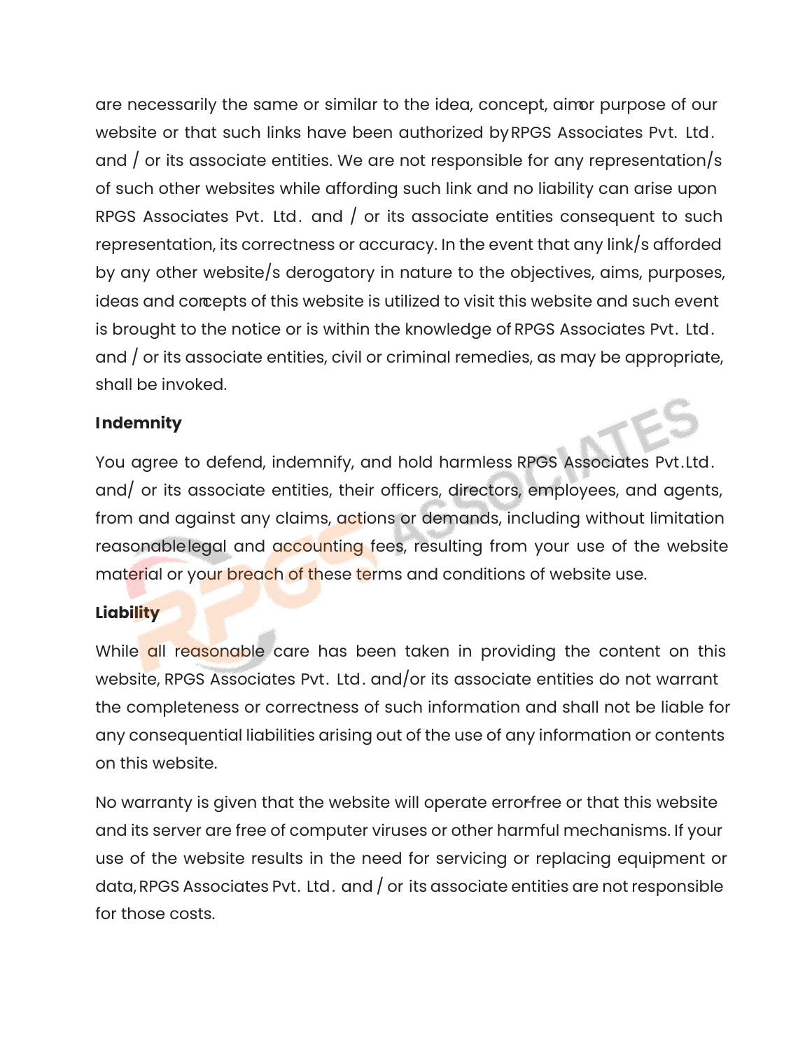are necessarily the same or similar to the idea, concept, aim or purpose of our website or that such links have been authorized by RPGS Associates Pvt. Ltd. and / or its associate entities. We are not responsible for any representation/s of such other websites while affording such link and no liability can arise upon RPGS Associates Pvt. Ltd. and / or its associate entities consequent to such representation, its correctness or accuracy. In the event that any link/s afforded by any other website/s derogatory in nature to the objectives, aims, purposes, ideas and concepts of this website is utilized to visit this website and such event is brought to the notice or is within the knowledge of RPGS Associates Pvt. Ltd. and / or its associate entities, civil or criminal remedies, as may be appropriate, shall be invoked.

**Indemnity**

You agree to defend, indemnify, and hold harmless RPGS Associates Pvt.Ltd. and/ or its associate entities, their officers, directors, employees, and agents, from and against any claims, actions or demands, including without limitation reasonable legal and accounting fees, resulting from your use of the website material or your breach of these terms and conditions of website use.

**Liability**

While all reasonable care has been taken in providing the content on this website, RPGS Associates Pvt. Ltd. and/or its associate entities do not warrant the completeness or correctness of such information and shall not be liable for any consequential liabilities arising out of the use of any information or contents on this website.

No warranty is given that the website will operate error-free or that this website and its server are free of computer viruses or other harmful mechanisms. If your use of the website results in the need for servicing or replacing equipment or data, RPGS Associates Pvt. Ltd. and / or its associate entities are not responsible for those costs.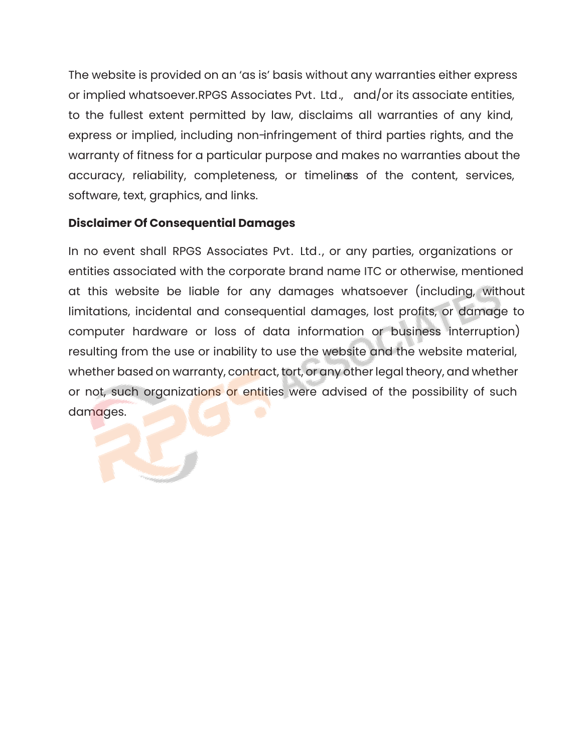The website is provided on an 'as is' basis without any warranties either express or implied whatsoever.RPGS Associates Pvt. Ltd., and/or its associate entities, to the fullest extent permitted by law, disclaims all warranties of any kind, express or implied, including non-infringement of third parties rights, and the warranty of fitness for a particular purpose and makes no warranties about the accuracy, reliability, completeness, or timeliness of the content, services, software, text, graphics, and links.

**Disclaimer Of Consequential Damages**

In no event shall RPGS Associates Pvt. Ltd., or any parties, organizations or entities associated with the corporate brand name ITC or otherwise, mentioned at this website be liable for any damages whatsoever (including, without limitations, incidental and consequential damages, lost profits, or damage to computer hardware or loss of data information or business interruption) resulting from the use or inability to use the website and the website material, whether based on warranty, contract, tort, or any other legal theory, and whether or not, such organizations or entities were advised of the possibility of such damages.